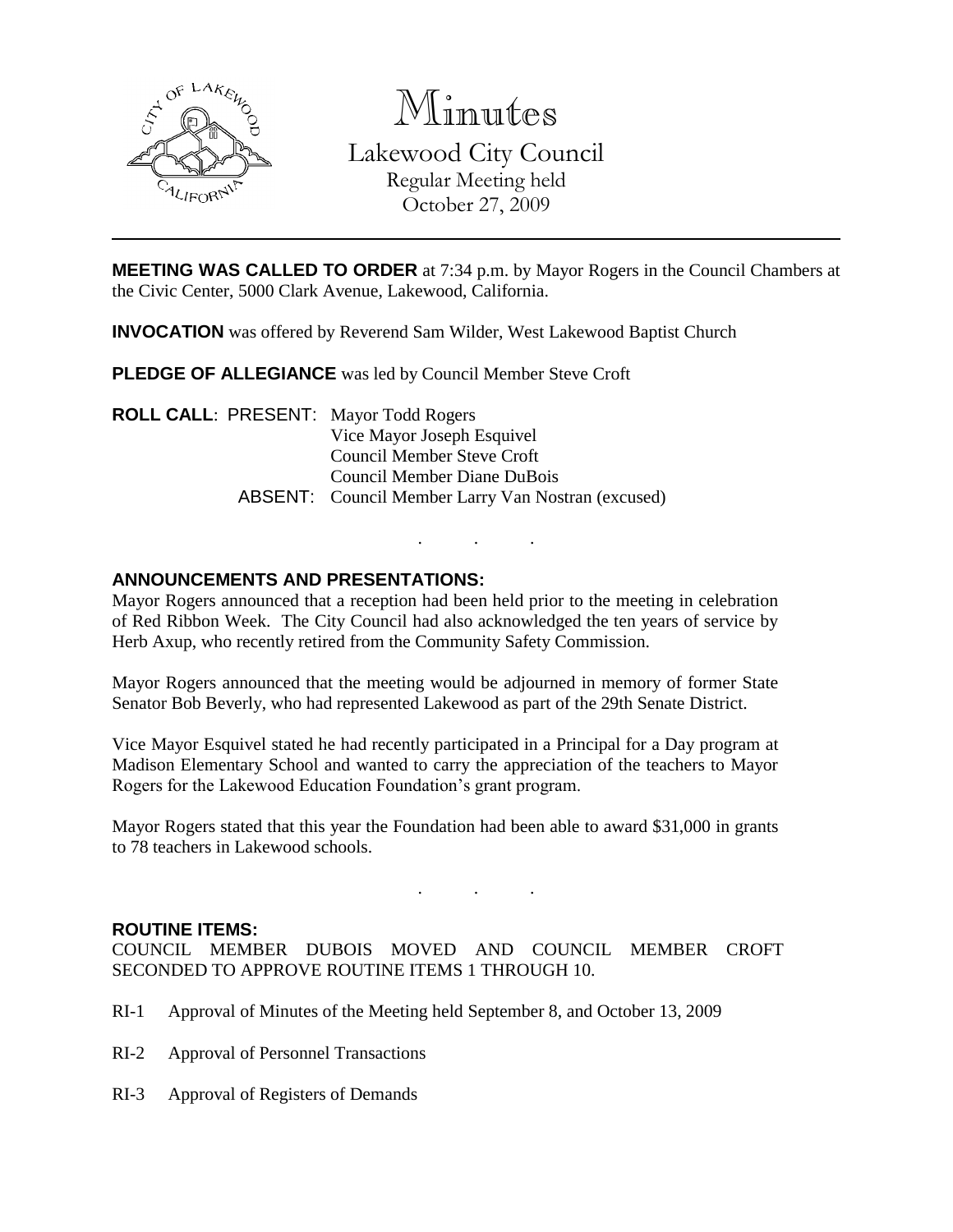# Minutes

Lakewood City Council
Regular Meeting held
October 27, 2009

---

**MEETING WAS CALLED TO ORDER** at 7:34 p.m. by Mayor Rogers in the Council Chambers at the Civic Center, 5000 Clark Avenue, Lakewood, California.

**INVOCATION** was offered by Reverend Sam Wilder, West Lakewood Baptist Church

**PLEDGE OF ALLEGIANCE** was led by Council Member Steve Croft

**ROLL CALL**: PRESENT: Mayor Todd Rogers
Vice Mayor Joseph Esquivel
Council Member Steve Croft
Council Member Diane DuBois
ABSENT: Council Member Larry Van Nostran (excused)

. . .

**ANNOUNCEMENTS AND PRESENTATIONS:**

Mayor Rogers announced that a reception had been held prior to the meeting in celebration of Red Ribbon Week. The City Council had also acknowledged the ten years of service by Herb Axup, who recently retired from the Community Safety Commission.

Mayor Rogers announced that the meeting would be adjourned in memory of former State Senator Bob Beverly, who had represented Lakewood as part of the 29th Senate District.

Vice Mayor Esquivel stated he had recently participated in a Principal for a Day program at Madison Elementary School and wanted to carry the appreciation of the teachers to Mayor Rogers for the Lakewood Education Foundation's grant program.

Mayor Rogers stated that this year the Foundation had been able to award $31,000 in grants to 78 teachers in Lakewood schools.

. . .

**ROUTINE ITEMS:**

COUNCIL MEMBER DUBOIS MOVED AND COUNCIL MEMBER CROFT SECONDED TO APPROVE ROUTINE ITEMS 1 THROUGH 10.

RI-1 Approval of Minutes of the Meeting held September 8, and October 13, 2009

RI-2 Approval of Personnel Transactions

RI-3 Approval of Registers of Demands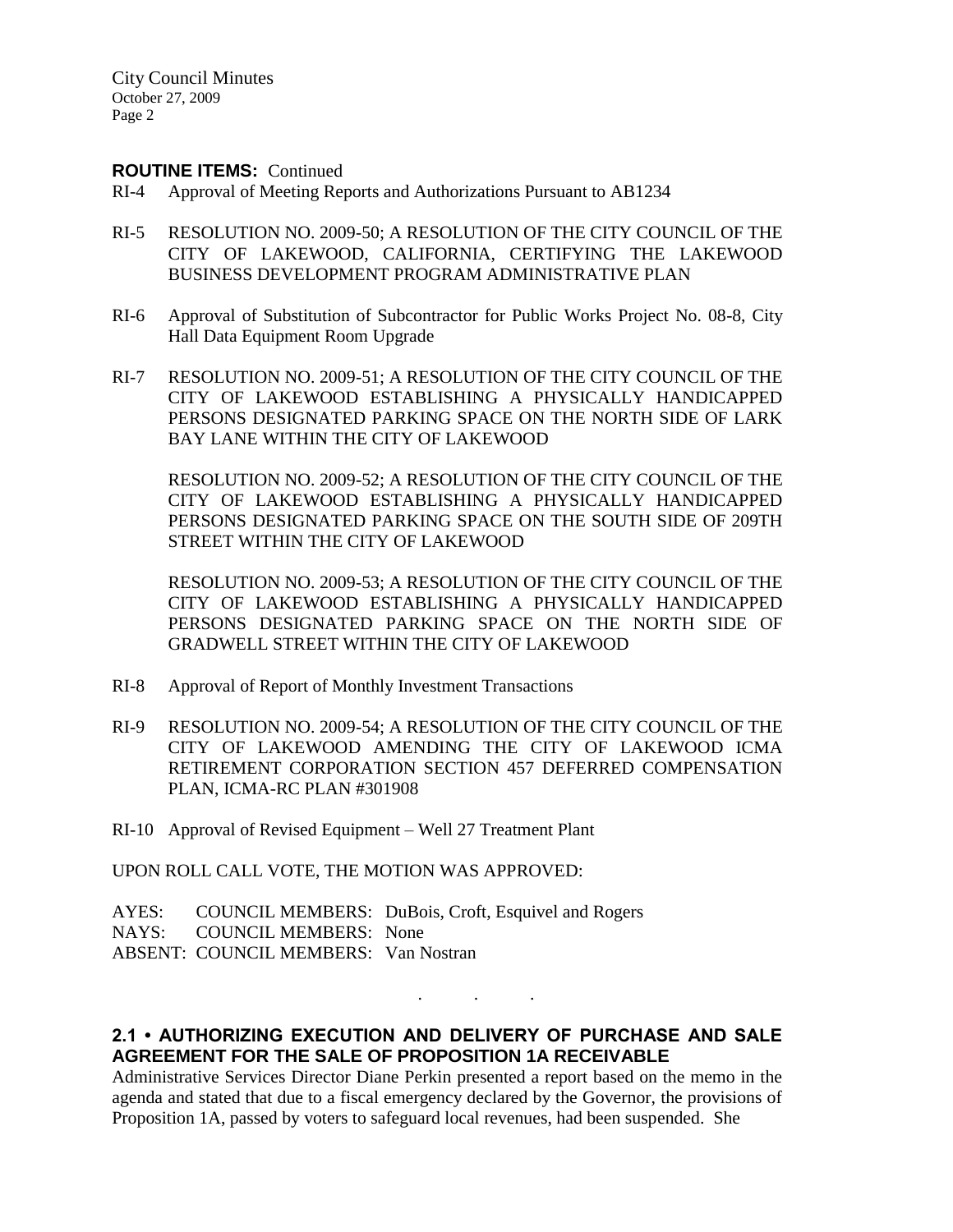**ROUTINE ITEMS:** Continued

RI-4 Approval of Meeting Reports and Authorizations Pursuant to AB1234

RI-5 RESOLUTION NO. 2009-50; A RESOLUTION OF THE CITY COUNCIL OF THE CITY OF LAKEWOOD, CALIFORNIA, CERTIFYING THE LAKEWOOD BUSINESS DEVELOPMENT PROGRAM ADMINISTRATIVE PLAN

RI-6 Approval of Substitution of Subcontractor for Public Works Project No. 08-8, City Hall Data Equipment Room Upgrade

RI-7 RESOLUTION NO. 2009-51; A RESOLUTION OF THE CITY COUNCIL OF THE CITY OF LAKEWOOD ESTABLISHING A PHYSICALLY HANDICAPPED PERSONS DESIGNATED PARKING SPACE ON THE NORTH SIDE OF LARK BAY LANE WITHIN THE CITY OF LAKEWOOD

RESOLUTION NO. 2009-52; A RESOLUTION OF THE CITY COUNCIL OF THE CITY OF LAKEWOOD ESTABLISHING A PHYSICALLY HANDICAPPED PERSONS DESIGNATED PARKING SPACE ON THE SOUTH SIDE OF 209TH STREET WITHIN THE CITY OF LAKEWOOD

RESOLUTION NO. 2009-53; A RESOLUTION OF THE CITY COUNCIL OF THE CITY OF LAKEWOOD ESTABLISHING A PHYSICALLY HANDICAPPED PERSONS DESIGNATED PARKING SPACE ON THE NORTH SIDE OF GRADWELL STREET WITHIN THE CITY OF LAKEWOOD

RI-8 Approval of Report of Monthly Investment Transactions

RI-9 RESOLUTION NO. 2009-54; A RESOLUTION OF THE CITY COUNCIL OF THE CITY OF LAKEWOOD AMENDING THE CITY OF LAKEWOOD ICMA RETIREMENT CORPORATION SECTION 457 DEFERRED COMPENSATION PLAN, ICMA-RC PLAN #301908

RI-10 Approval of Revised Equipment – Well 27 Treatment Plant

UPON ROLL CALL VOTE, THE MOTION WAS APPROVED:

AYES: COUNCIL MEMBERS: DuBois, Croft, Esquivel and Rogers
NAYS: COUNCIL MEMBERS: None
ABSENT: COUNCIL MEMBERS: Van Nostran

. . .

**2.1 • AUTHORIZING EXECUTION AND DELIVERY OF PURCHASE AND SALE AGREEMENT FOR THE SALE OF PROPOSITION 1A RECEIVABLE**

Administrative Services Director Diane Perkin presented a report based on the memo in the agenda and stated that due to a fiscal emergency declared by the Governor, the provisions of Proposition 1A, passed by voters to safeguard local revenues, had been suspended. She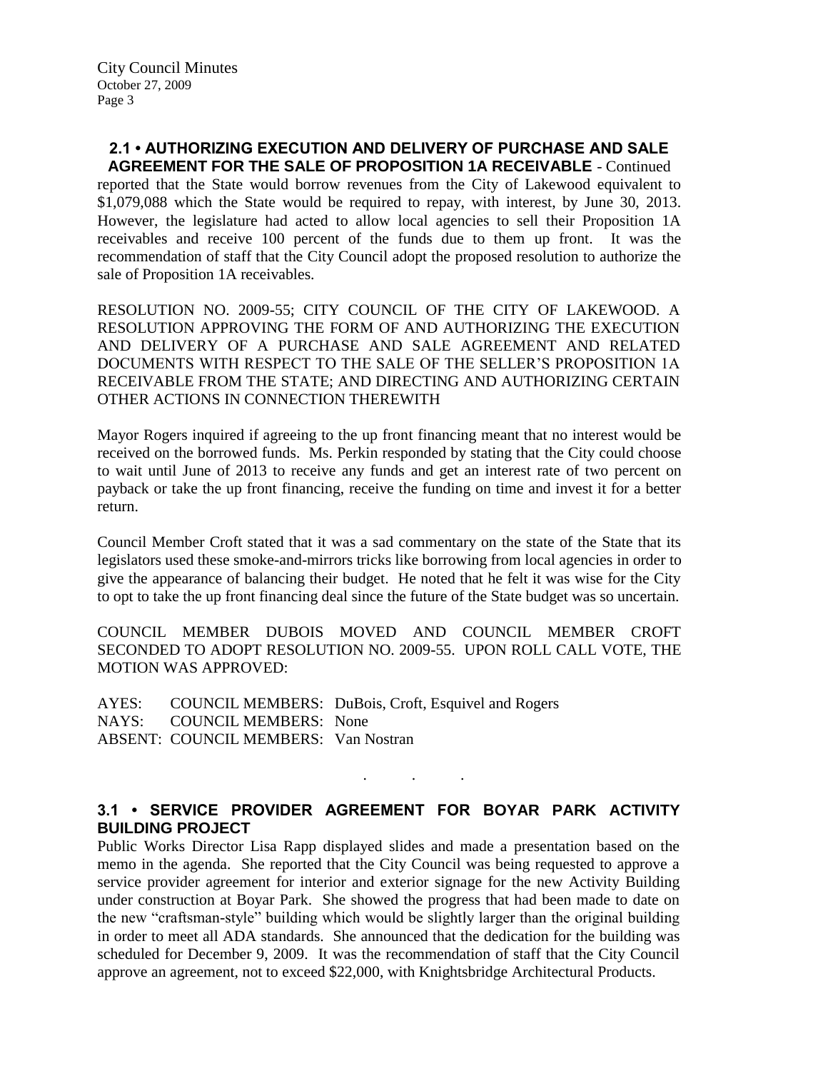## 2.1 • AUTHORIZING EXECUTION AND DELIVERY OF PURCHASE AND SALE AGREEMENT FOR THE SALE OF PROPOSITION 1A RECEIVABLE - Continued

reported that the State would borrow revenues from the City of Lakewood equivalent to $1,079,088 which the State would be required to repay, with interest, by June 30, 2013. However, the legislature had acted to allow local agencies to sell their Proposition 1A receivables and receive 100 percent of the funds due to them up front. It was the recommendation of staff that the City Council adopt the proposed resolution to authorize the sale of Proposition 1A receivables.

RESOLUTION NO. 2009-55; CITY COUNCIL OF THE CITY OF LAKEWOOD. A RESOLUTION APPROVING THE FORM OF AND AUTHORIZING THE EXECUTION AND DELIVERY OF A PURCHASE AND SALE AGREEMENT AND RELATED DOCUMENTS WITH RESPECT TO THE SALE OF THE SELLER'S PROPOSITION 1A RECEIVABLE FROM THE STATE; AND DIRECTING AND AUTHORIZING CERTAIN OTHER ACTIONS IN CONNECTION THEREWITH

Mayor Rogers inquired if agreeing to the up front financing meant that no interest would be received on the borrowed funds. Ms. Perkin responded by stating that the City could choose to wait until June of 2013 to receive any funds and get an interest rate of two percent on payback or take the up front financing, receive the funding on time and invest it for a better return.

Council Member Croft stated that it was a sad commentary on the state of the State that its legislators used these smoke-and-mirrors tricks like borrowing from local agencies in order to give the appearance of balancing their budget. He noted that he felt it was wise for the City to opt to take the up front financing deal since the future of the State budget was so uncertain.

COUNCIL MEMBER DUBOIS MOVED AND COUNCIL MEMBER CROFT SECONDED TO ADOPT RESOLUTION NO. 2009-55. UPON ROLL CALL VOTE, THE MOTION WAS APPROVED:

AYES: COUNCIL MEMBERS: DuBois, Croft, Esquivel and Rogers
NAYS: COUNCIL MEMBERS: None
ABSENT: COUNCIL MEMBERS: Van Nostran

. . .

## 3.1 • SERVICE PROVIDER AGREEMENT FOR BOYAR PARK ACTIVITY BUILDING PROJECT

Public Works Director Lisa Rapp displayed slides and made a presentation based on the memo in the agenda. She reported that the City Council was being requested to approve a service provider agreement for interior and exterior signage for the new Activity Building under construction at Boyar Park. She showed the progress that had been made to date on the new "craftsman-style" building which would be slightly larger than the original building in order to meet all ADA standards. She announced that the dedication for the building was scheduled for December 9, 2009. It was the recommendation of staff that the City Council approve an agreement, not to exceed $22,000, with Knightsbridge Architectural Products.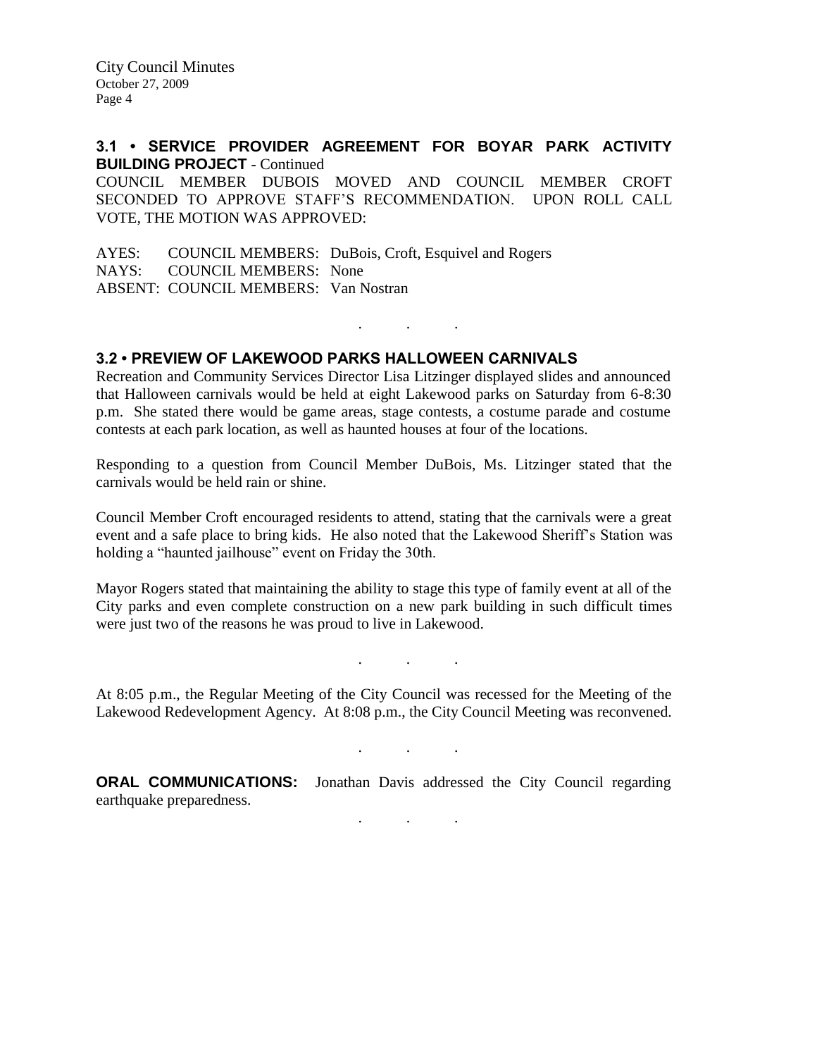**3.1 • SERVICE PROVIDER AGREEMENT FOR BOYAR PARK ACTIVITY BUILDING PROJECT** - Continued

COUNCIL MEMBER DUBOIS MOVED AND COUNCIL MEMBER CROFT SECONDED TO APPROVE STAFF'S RECOMMENDATION. UPON ROLL CALL VOTE, THE MOTION WAS APPROVED:

AYES: COUNCIL MEMBERS: DuBois, Croft, Esquivel and Rogers
NAYS: COUNCIL MEMBERS: None
ABSENT: COUNCIL MEMBERS: Van Nostran

. . .

**3.2 • PREVIEW OF LAKEWOOD PARKS HALLOWEEN CARNIVALS**

Recreation and Community Services Director Lisa Litzinger displayed slides and announced that Halloween carnivals would be held at eight Lakewood parks on Saturday from 6-8:30 p.m. She stated there would be game areas, stage contests, a costume parade and costume contests at each park location, as well as haunted houses at four of the locations.

Responding to a question from Council Member DuBois, Ms. Litzinger stated that the carnivals would be held rain or shine.

Council Member Croft encouraged residents to attend, stating that the carnivals were a great event and a safe place to bring kids. He also noted that the Lakewood Sheriff's Station was holding a "haunted jailhouse" event on Friday the 30th.

Mayor Rogers stated that maintaining the ability to stage this type of family event at all of the City parks and even complete construction on a new park building in such difficult times were just two of the reasons he was proud to live in Lakewood.

. . .

At 8:05 p.m., the Regular Meeting of the City Council was recessed for the Meeting of the Lakewood Redevelopment Agency. At 8:08 p.m., the City Council Meeting was reconvened.

. . .

**ORAL COMMUNICATIONS:** Jonathan Davis addressed the City Council regarding earthquake preparedness.

. . .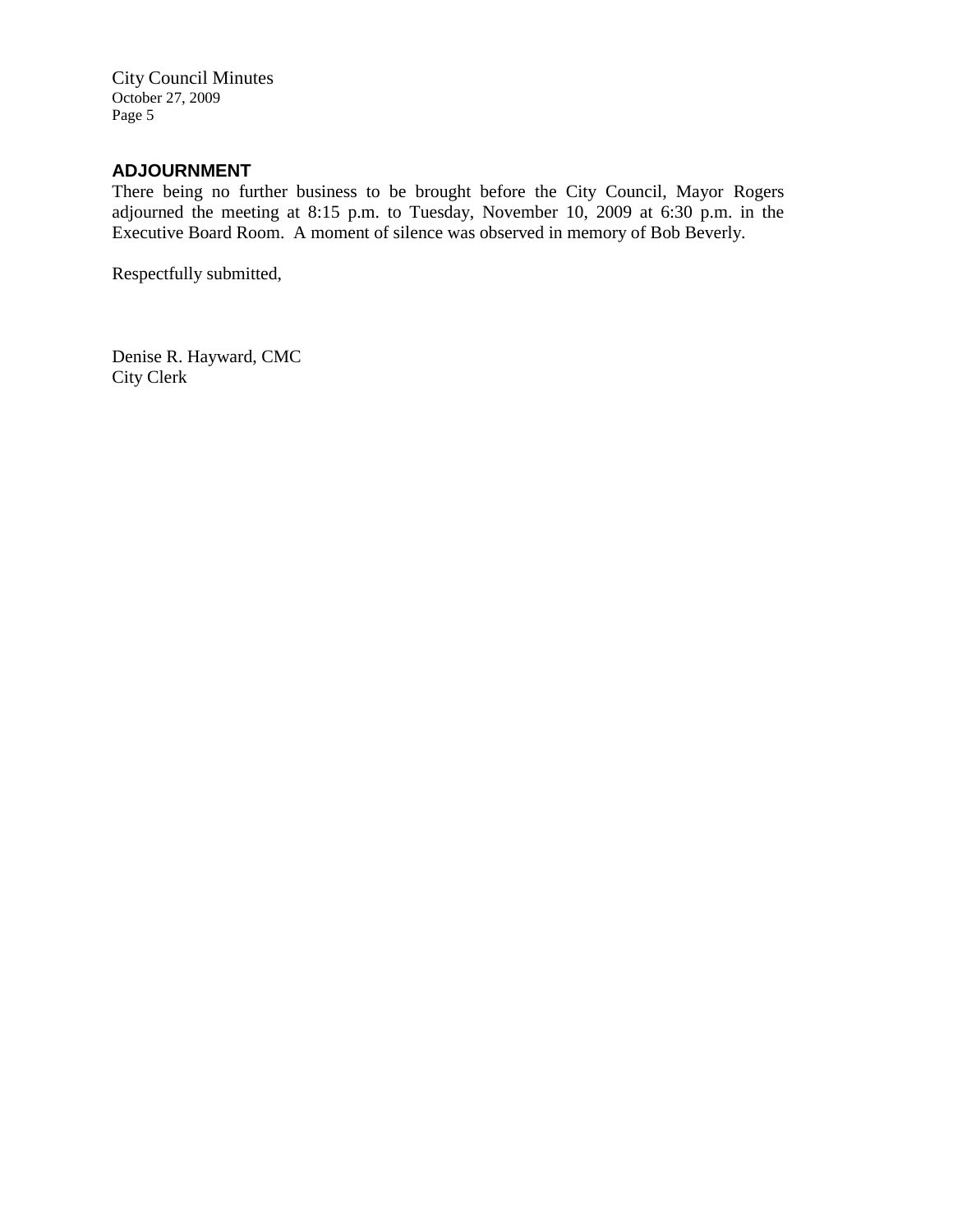## ADJOURNMENT

There being no further business to be brought before the City Council, Mayor Rogers adjourned the meeting at 8:15 p.m. to Tuesday, November 10, 2009 at 6:30 p.m. in the Executive Board Room. A moment of silence was observed in memory of Bob Beverly.

Respectfully submitted,

Denise R. Hayward, CMC
City Clerk